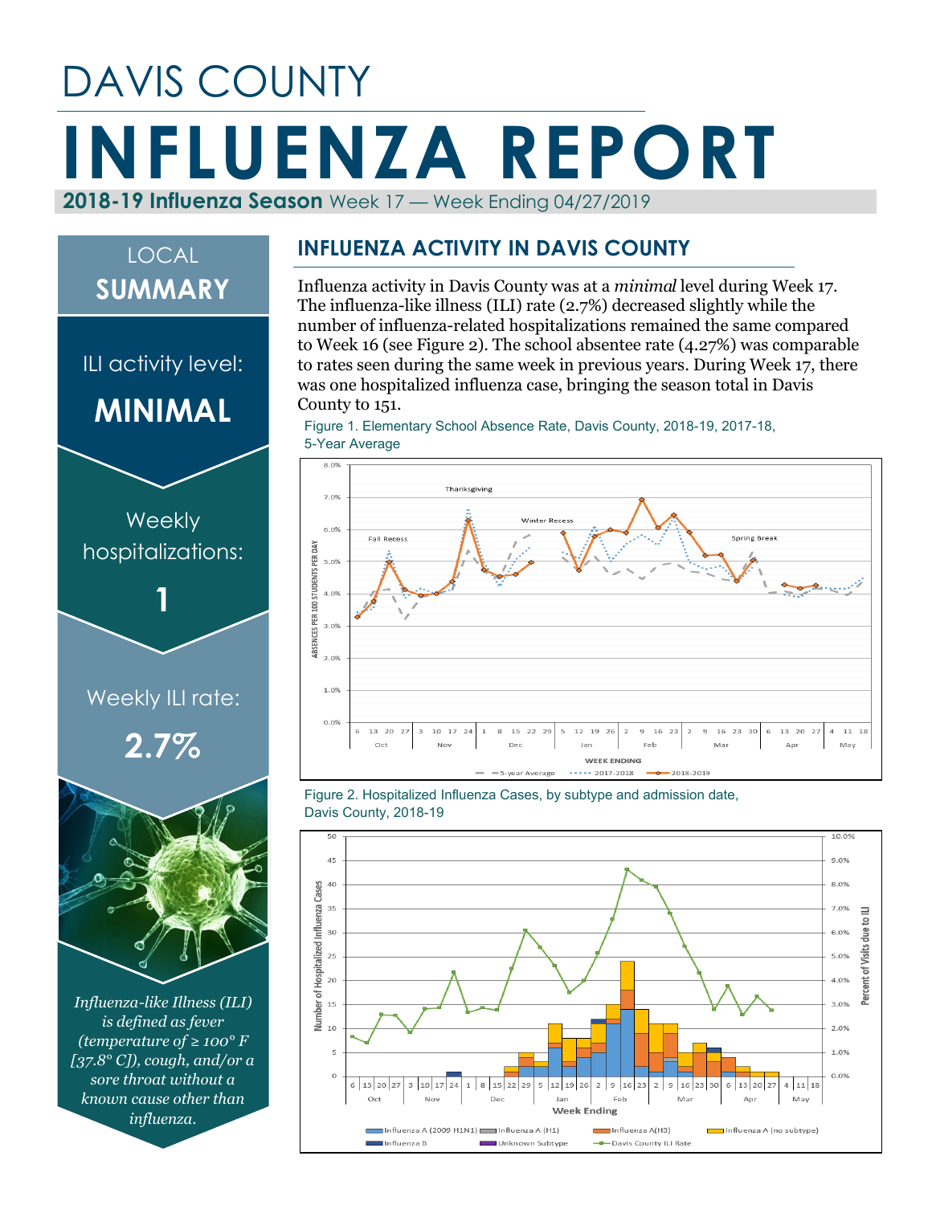# DAVIS COUNTY

# INFLUENZA REPORT

**2018-19 Influenza Season** Week 17 — Week Ending 04/27/2019

## LOCAL SUMMARY

ILI activity level:

**MINIMAL**

Weekly hospitalizations:

**1**

Weekly ILI rate:

**2.7%**

*Influenza-like Illness (ILI) is defined as fever (temperature of ≥ 100° F [37.8° C]), cough, and/or a sore throat without a known cause other than influenza.*

## INFLUENZA ACTIVITY IN DAVIS COUNTY

Influenza activity in Davis County was at a *minimal* level during Week 17. The influenza-like illness (ILI) rate (2.7%) decreased slightly while the number of influenza-related hospitalizations remained the same compared to Week 16 (see Figure 2). The school absentee rate (4.27%) was comparable to rates seen during the same week in previous years. During Week 17, there was one hospitalized influenza case, bringing the season total in Davis County to 151.

Figure 1. Elementary School Absence Rate, Davis County, 2018-19, 2017-18, 5-Year Average

Figure 2. Hospitalized Influenza Cases, by subtype and admission date, Davis County, 2018-19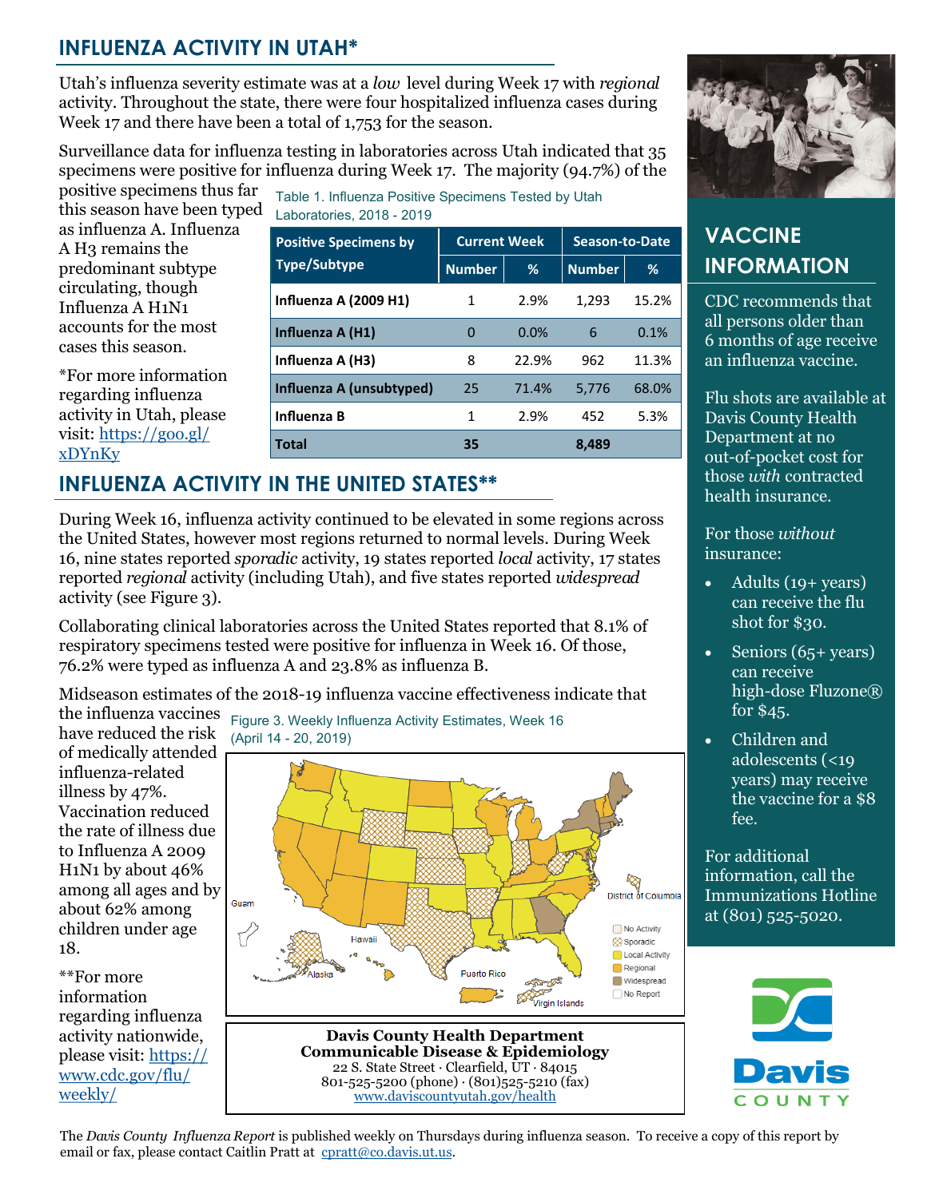## INFLUENZA ACTIVITY IN UTAH*

Utah's influenza severity estimate was at a *low* level during Week 17 with *regional* activity. Throughout the state, there were four hospitalized influenza cases during Week 17 and there have been a total of 1,753 for the season.

Surveillance data for influenza testing in laboratories across Utah indicated that 35 specimens were positive for influenza during Week 17. The majority (94.7%) of the positive specimens thus far this season have been typed as influenza A. Influenza A H3 remains the predominant subtype circulating, though Influenza A H1N1 accounts for the most cases this season.

*For more information regarding influenza activity in Utah, please visit: https://goo.gl/xDYnKy

Table 1. Influenza Positive Specimens Tested by Utah Laboratories, 2018 - 2019

| Positive Specimens by Type/Subtype | Current Week | | Season-to-Date | |
|---|---|---|---|---|
| | Number | % | Number | % |
| Influenza A (2009 H1) | 1 | 2.9% | 1,293 | 15.2% |
| Influenza A (H1) | 0 | 0.0% | 6 | 0.1% |
| Influenza A (H3) | 8 | 22.9% | 962 | 11.3% |
| Influenza A (unsubtyped) | 25 | 71.4% | 5,776 | 68.0% |
| Influenza B | 1 | 2.9% | 452 | 5.3% |
| **Total** | **35** | | **8,489** | |

## INFLUENZA ACTIVITY IN THE UNITED STATES**

During Week 16, influenza activity continued to be elevated in some regions across the United States, however most regions returned to normal levels. During Week 16, nine states reported *sporadic* activity, 19 states reported *local* activity, 17 states reported *regional* activity (including Utah), and five states reported *widespread* activity (see Figure 3).

Collaborating clinical laboratories across the United States reported that 8.1% of respiratory specimens tested were positive for influenza in Week 16. Of those, 76.2% were typed as influenza A and 23.8% as influenza B.

Midseason estimates of the 2018-19 influenza vaccine effectiveness indicate that the influenza vaccines have reduced the risk of medically attended influenza-related illness by 47%. Vaccination reduced the rate of illness due to Influenza A 2009 H1N1 by about 46% among all ages and by about 62% among children under age 18.

**For more information regarding influenza activity nationwide, please visit: https://www.cdc.gov/flu/weekly/

Figure 3. Weekly Influenza Activity Estimates, Week 16 (April 14 - 20, 2019)

Guam
Hawaii
Alaska
Puerto Rico
Virgin Islands
District of Columbia
No Activity
Sporadic
Local Activity
Regional
Widespread
No Report

**Davis County Health Department**
**Communicable Disease & Epidemiology**
22 S. State Street · Clearfield, UT · 84015
801-525-5200 (phone) · (801)525-5210 (fax)
www.daviscountyutah.gov/health

## VACCINE INFORMATION

CDC recommends that all persons older than 6 months of age receive an influenza vaccine.

Flu shots are available at Davis County Health Department at no out-of-pocket cost for those *with* contracted health insurance.

For those *without* insurance:

- Adults (19+ years) can receive the flu shot for $30.
- Seniors (65+ years) can receive high-dose Fluzone® for $45.
- Children and adolescents (<19 years) may receive the vaccine for a $8 fee.

For additional information, call the Immunizations Hotline at (801) 525-5020.

Davis COUNTY

The *Davis County Influenza Report* is published weekly on Thursdays during influenza season. To receive a copy of this report by email or fax, please contact Caitlin Pratt at cpratt@co.davis.ut.us.